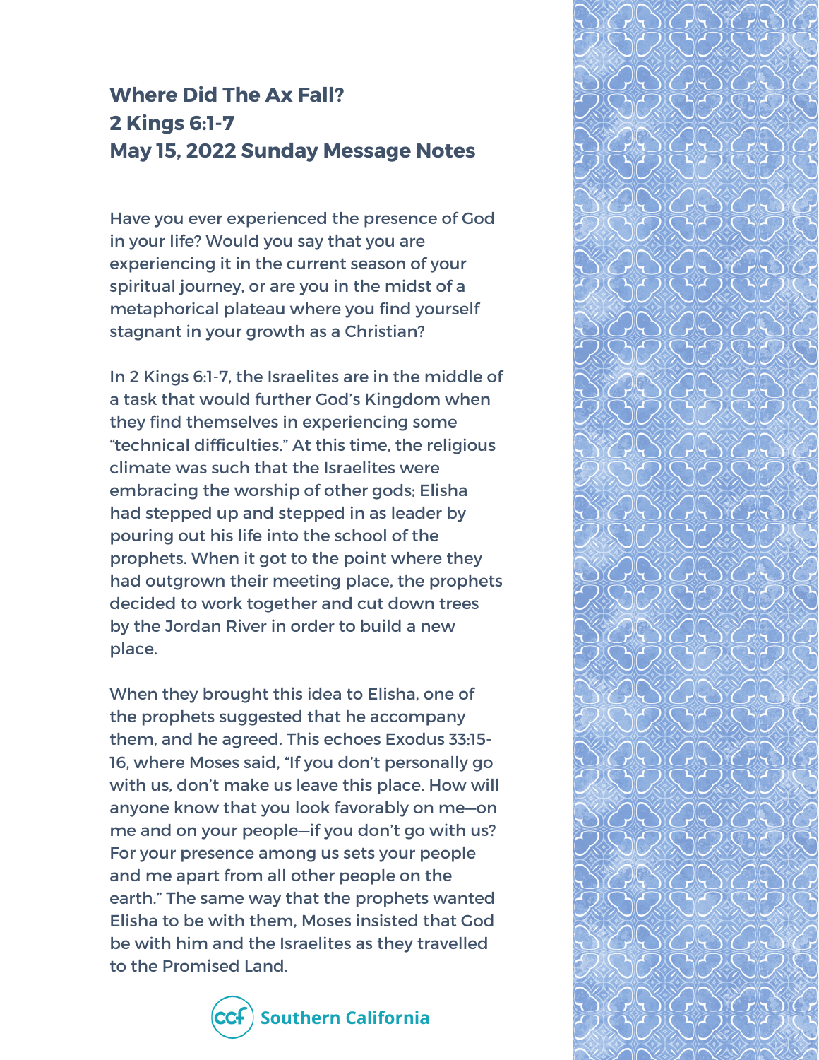# Where Did The Ax Fall?
# 2 Kings 6:1-7
# May 15, 2022 Sunday Message Notes

Have you ever experienced the presence of God in your life? Would you say that you are experiencing it in the current season of your spiritual journey, or are you in the midst of a metaphorical plateau where you find yourself stagnant in your growth as a Christian?

In 2 Kings 6:1-7, the Israelites are in the middle of a task that would further God's Kingdom when they find themselves in experiencing some "technical difficulties." At this time, the religious climate was such that the Israelites were embracing the worship of other gods; Elisha had stepped up and stepped in as leader by pouring out his life into the school of the prophets. When it got to the point where they had outgrown their meeting place, the prophets decided to work together and cut down trees by the Jordan River in order to build a new place.

When they brought this idea to Elisha, one of the prophets suggested that he accompany them, and he agreed. This echoes Exodus 33:15-16, where Moses said, "If you don't personally go with us, don't make us leave this place. How will anyone know that you look favorably on me—on me and on your people—if you don't go with us? For your presence among us sets your people and me apart from all other people on the earth." The same way that the prophets wanted Elisha to be with them, Moses insisted that God be with him and the Israelites as they travelled to the Promised Land.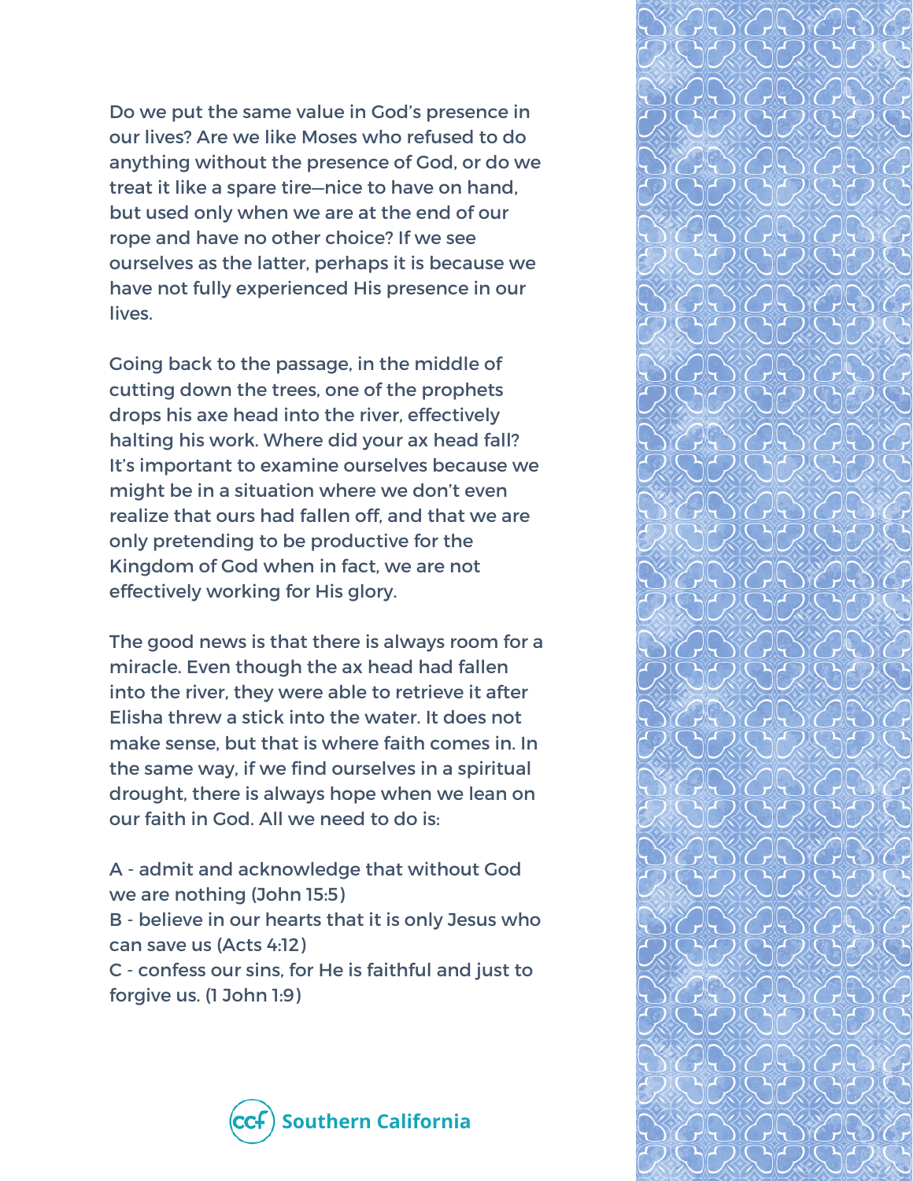Do we put the same value in God's presence in our lives? Are we like Moses who refused to do anything without the presence of God, or do we treat it like a spare tire—nice to have on hand, but used only when we are at the end of our rope and have no other choice? If we see ourselves as the latter, perhaps it is because we have not fully experienced His presence in our lives.

Going back to the passage, in the middle of cutting down the trees, one of the prophets drops his axe head into the river, effectively halting his work. Where did your ax head fall? It's important to examine ourselves because we might be in a situation where we don't even realize that ours had fallen off, and that we are only pretending to be productive for the Kingdom of God when in fact, we are not effectively working for His glory.

The good news is that there is always room for a miracle. Even though the ax head had fallen into the river, they were able to retrieve it after Elisha threw a stick into the water. It does not make sense, but that is where faith comes in. In the same way, if we find ourselves in a spiritual drought, there is always hope when we lean on our faith in God. All we need to do is:

A - admit and acknowledge that without God we are nothing (John 15:5)
B - believe in our hearts that it is only Jesus who can save us (Acts 4:12)
C - confess our sins, for He is faithful and just to forgive us. (1 John 1:9)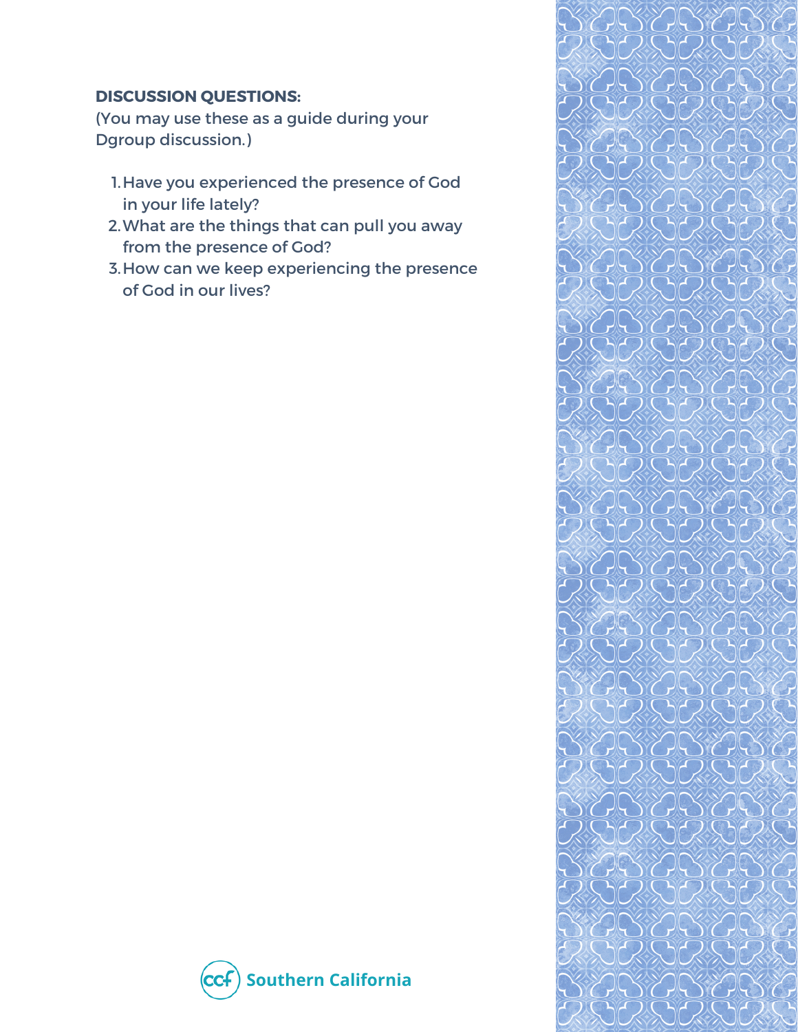**DISCUSSION QUESTIONS:**
(You may use these as a guide during your Dgroup discussion.)

1. Have you experienced the presence of God in your life lately?
2. What are the things that can pull you away from the presence of God?
3. How can we keep experiencing the presence of God in our lives?

ccf Southern California